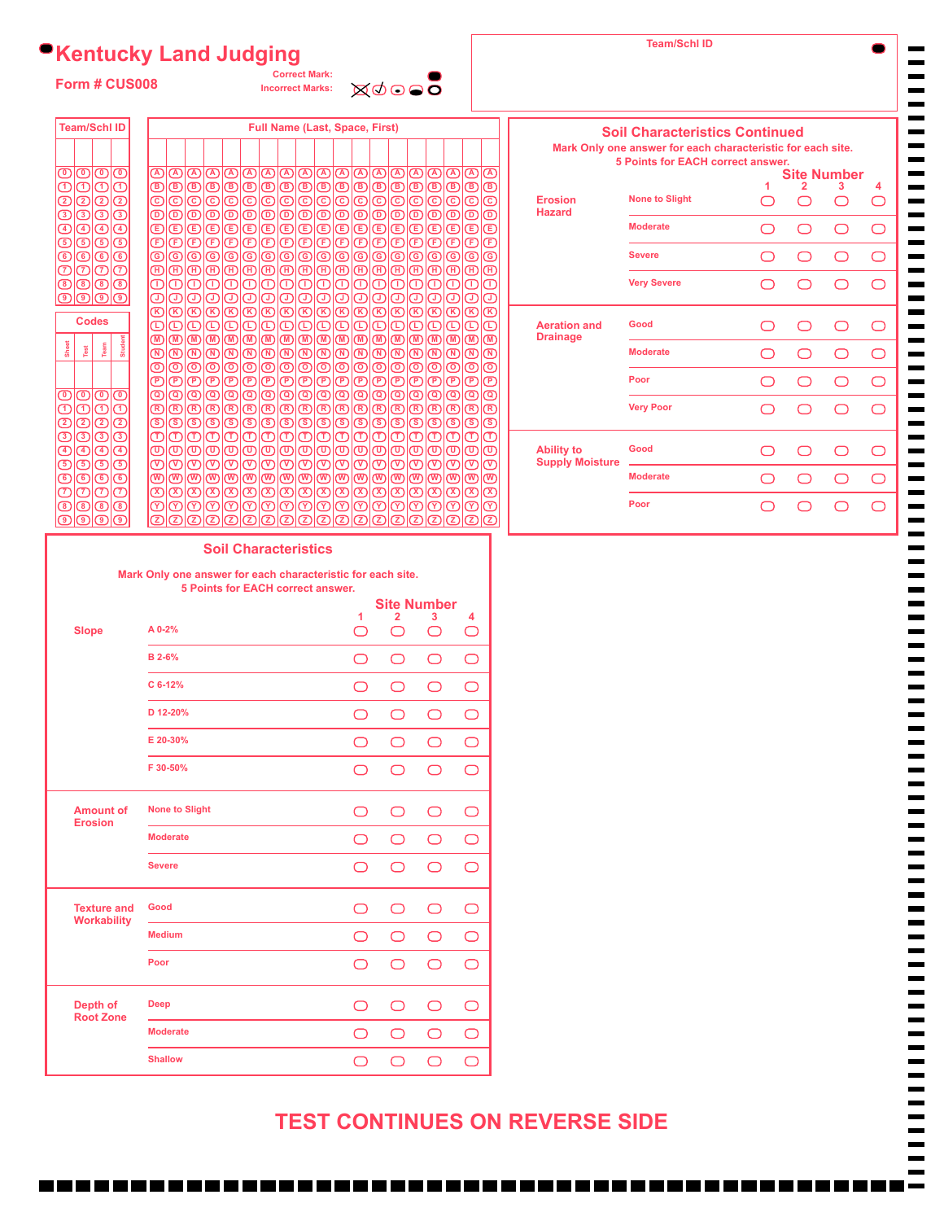# Kentucky Land Judging

**Form # CUS008**

Correct Mark:
Incorrect Marks:

Team/Schl ID

## Team/Schl ID

| | | | |
|---|---|---|---|
| 0 | 0 | 0 | 0 |
| 1 | 1 | 1 | 1 |
| 2 | 2 | 2 | 2 |
| 3 | 3 | 3 | 3 |
| 4 | 4 | 4 | 4 |
| 5 | 5 | 5 | 5 |
| 6 | 6 | 6 | 6 |
| 7 | 7 | 7 | 7 |
| 8 | 8 | 8 | 8 |
| 9 | 9 | 9 | 9 |

## Full Name (Last, Space, First)

A B C D E F G H I J K L M N O P Q R S T U V W X Y Z

## Codes

| Sheet | Test | Team | Student |
|---|---|---|---|
| 0 | 0 | 0 | 0 |
| 1 | 1 | 1 | 1 |
| 2 | 2 | 2 | 2 |
| 3 | 3 | 3 | 3 |
| 4 | 4 | 4 | 4 |
| 5 | 5 | 5 | 5 |
| 6 | 6 | 6 | 6 |
| 7 | 7 | 7 | 7 |
| 8 | 8 | 8 | 8 |
| 9 | 9 | 9 | 9 |

## Soil Characteristics

Mark Only one answer for each characteristic for each site.
5 Points for EACH correct answer.

| Characteristic | Answer | Site 1 | Site 2 | Site 3 | Site 4 |
|---|---|---|---|---|---|
| Slope | A 0-2% | ○ | ○ | ○ | ○ |
| | B 2-6% | ○ | ○ | ○ | ○ |
| | C 6-12% | ○ | ○ | ○ | ○ |
| | D 12-20% | ○ | ○ | ○ | ○ |
| | E 20-30% | ○ | ○ | ○ | ○ |
| | F 30-50% | ○ | ○ | ○ | ○ |
| Amount of Erosion | None to Slight | ○ | ○ | ○ | ○ |
| | Moderate | ○ | ○ | ○ | ○ |
| | Severe | ○ | ○ | ○ | ○ |
| Texture and Workability | Good | ○ | ○ | ○ | ○ |
| | Medium | ○ | ○ | ○ | ○ |
| | Poor | ○ | ○ | ○ | ○ |
| Depth of Root Zone | Deep | ○ | ○ | ○ | ○ |
| | Moderate | ○ | ○ | ○ | ○ |
| | Shallow | ○ | ○ | ○ | ○ |

## Soil Characteristics Continued

Mark Only one answer for each characteristic for each site.
5 Points for EACH correct answer.

| Characteristic | Answer | Site 1 | Site 2 | Site 3 | Site 4 |
|---|---|---|---|---|---|
| Erosion Hazard | None to Slight | ○ | ○ | ○ | ○ |
| | Moderate | ○ | ○ | ○ | ○ |
| | Severe | ○ | ○ | ○ | ○ |
| | Very Severe | ○ | ○ | ○ | ○ |
| Aeration and Drainage | Good | ○ | ○ | ○ | ○ |
| | Moderate | ○ | ○ | ○ | ○ |
| | Poor | ○ | ○ | ○ | ○ |
| | Very Poor | ○ | ○ | ○ | ○ |
| Ability to Supply Moisture | Good | ○ | ○ | ○ | ○ |
| | Moderate | ○ | ○ | ○ | ○ |
| | Poor | ○ | ○ | ○ | ○ |

**TEST CONTINUES ON REVERSE SIDE**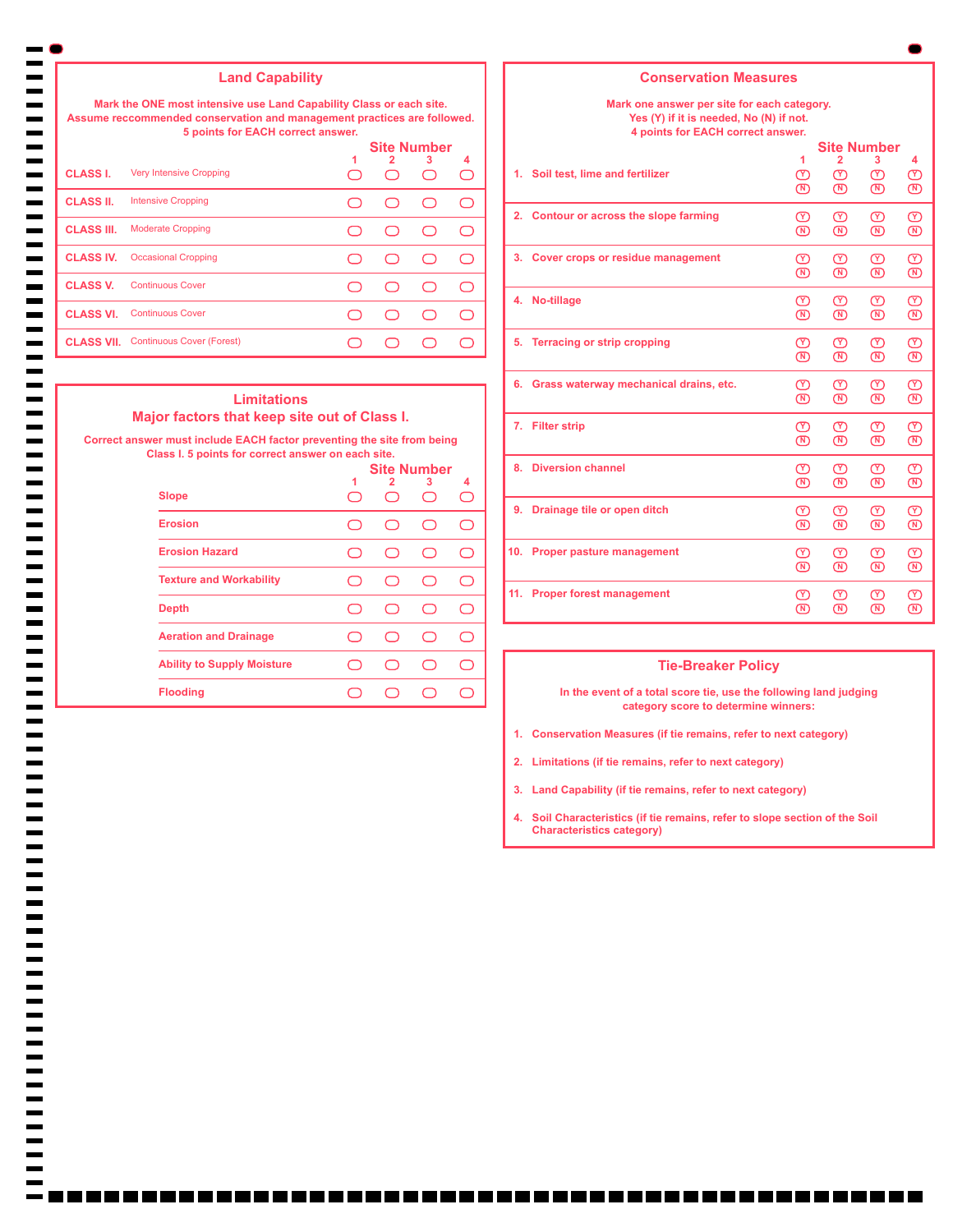## Land Capability

Mark the ONE most intensive use Land Capability Class or each site.
Assume reccommended conservation and management practices are followed.
5 points for EACH correct answer.

| | | Site Number 1 | 2 | 3 | 4 |
|---|---|---|---|---|---|
| CLASS I. | Very Intensive Cropping | ◯ | ◯ | ◯ | ◯ |
| CLASS II. | Intensive Cropping | ◯ | ◯ | ◯ | ◯ |
| CLASS III. | Moderate Cropping | ◯ | ◯ | ◯ | ◯ |
| CLASS IV. | Occasional Cropping | ◯ | ◯ | ◯ | ◯ |
| CLASS V. | Continuous Cover | ◯ | ◯ | ◯ | ◯ |
| CLASS VI. | Continuous Cover | ◯ | ◯ | ◯ | ◯ |
| CLASS VII. | Continuous Cover (Forest) | ◯ | ◯ | ◯ | ◯ |

## Limitations
### Major factors that keep site out of Class I.

Correct answer must include EACH factor preventing the site from being Class I. 5 points for correct answer on each site.

| | Site Number 1 | 2 | 3 | 4 |
|---|---|---|---|---|
| Slope | ◯ | ◯ | ◯ | ◯ |
| Erosion | ◯ | ◯ | ◯ | ◯ |
| Erosion Hazard | ◯ | ◯ | ◯ | ◯ |
| Texture and Workability | ◯ | ◯ | ◯ | ◯ |
| Depth | ◯ | ◯ | ◯ | ◯ |
| Aeration and Drainage | ◯ | ◯ | ◯ | ◯ |
| Ability to Supply Moisture | ◯ | ◯ | ◯ | ◯ |
| Flooding | ◯ | ◯ | ◯ | ◯ |

## Conservation Measures

Mark one answer per site for each category.
Yes (Y) if it is needed, No (N) if not.
4 points for EACH correct answer.

| | Site Number 1 | 2 | 3 | 4 |
|---|---|---|---|---|
| 1. Soil test, lime and fertilizer | Y N | Y N | Y N | Y N |
| 2. Contour or across the slope farming | Y N | Y N | Y N | Y N |
| 3. Cover crops or residue management | Y N | Y N | Y N | Y N |
| 4. No-tillage | Y N | Y N | Y N | Y N |
| 5. Terracing or strip cropping | Y N | Y N | Y N | Y N |
| 6. Grass waterway mechanical drains, etc. | Y N | Y N | Y N | Y N |
| 7. Filter strip | Y N | Y N | Y N | Y N |
| 8. Diversion channel | Y N | Y N | Y N | Y N |
| 9. Drainage tile or open ditch | Y N | Y N | Y N | Y N |
| 10. Proper pasture management | Y N | Y N | Y N | Y N |
| 11. Proper forest management | Y N | Y N | Y N | Y N |

## Tie-Breaker Policy

In the event of a total score tie, use the following land judging category score to determine winners:

1. Conservation Measures (if tie remains, refer to next category)
2. Limitations (if tie remains, refer to next category)
3. Land Capability (if tie remains, refer to next category)
4. Soil Characteristics (if tie remains, refer to slope section of the Soil Characteristics category)